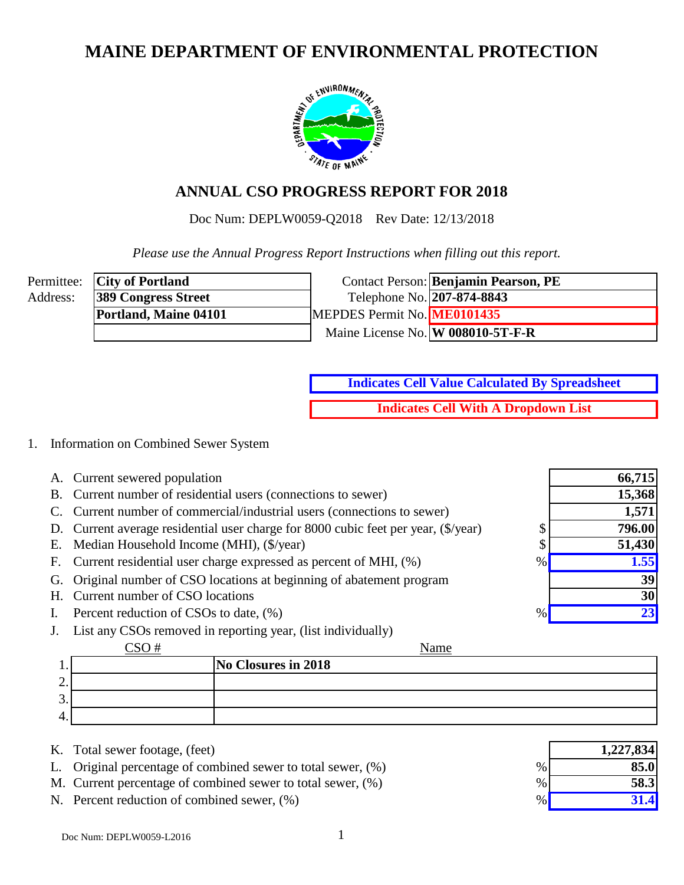# MAINE DEPARTMENT OF ENVIRONMENTAL PROTECTION

## ANNUAL CSO PROGRESS REPORT FOR 2018

Doc Num: DEPLW0059-Q2018    Rev Date: 12/13/2018

*Please use the Annual Progress Report Instructions when filling out this report.*

| | | | |
|---|---|---|---|
| Permittee: | **City of Portland** | Contact Person: | **Benjamin Pearson, PE** |
| Address: | **389 Congress Street** | Telephone No. | **207-874-8843** |
| | **Portland, Maine 04101** | MEPDES Permit No. | **ME0101435** |
| | | Maine License No. | **W 008010-5T-F-R** |

**Indicates Cell Value Calculated By Spreadsheet**

**Indicates Cell With A Dropdown List**

1. Information on Combined Sewer System

| | | | |
|---|---|---|---|
| A. | Current sewered population | | **66,715** |
| B. | Current number of residential users (connections to sewer) | | **15,368** |
| C. | Current number of commercial/industrial users (connections to sewer) | | **1,571** |
| D. | Current average residential user charge for 8000 cubic feet per year, ($/year) | $ | **796.00** |
| E. | Median Household Income (MHI), ($/year) | $ | **51,430** |
| F. | Current residential user charge expressed as percent of MHI, (%) | % | **1.55** |
| G. | Original number of CSO locations at beginning of abatement program | | **39** |
| H. | Current number of CSO locations | | **30** |
| I. | Percent reduction of CSOs to date, (%) | % | **23** |

J. List any CSOs removed in reporting year, (list individually)

| | CSO # | Name |
|---|---|---|
| 1. | | **No Closures in 2018** |
| 2. | | |
| 3. | | |
| 4. | | |

| | | | |
|---|---|---|---|
| K. | Total sewer footage, (feet) | | **1,227,834** |
| L. | Original percentage of combined sewer to total sewer, (%) | % | **85.0** |
| M. | Current percentage of combined sewer to total sewer, (%) | % | **58.3** |
| N. | Percent reduction of combined sewer, (%) | % | **31.4** |

Doc Num: DEPLW0059-L2016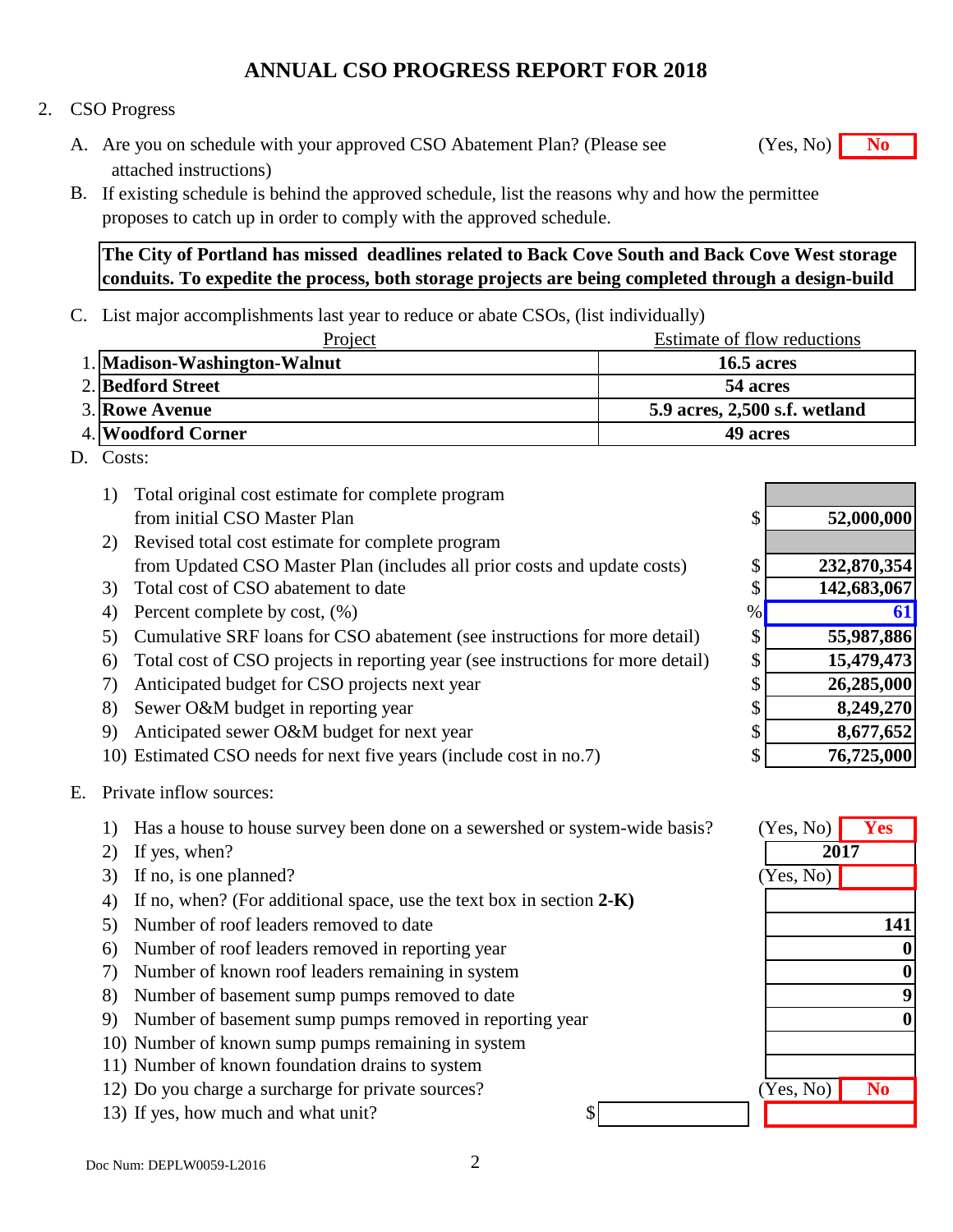# ANNUAL CSO PROGRESS REPORT FOR 2018

2. CSO Progress

A. Are you on schedule with your approved CSO Abatement Plan? (Please see attached instructions) (Yes, No) **No**

B. If existing schedule is behind the approved schedule, list the reasons why and how the permittee proposes to catch up in order to comply with the approved schedule.

**The City of Portland has missed deadlines related to Back Cove South and Back Cove West storage conduits. To expedite the process, both storage projects are being completed through a design-build**

C. List major accomplishments last year to reduce or abate CSOs, (list individually)

| | Project | Estimate of flow reductions |
|---|---|---|
| 1. | **Madison-Washington-Walnut** | **16.5 acres** |
| 2. | **Bedford Street** | **54 acres** |
| 3. | **Rowe Avenue** | **5.9 acres, 2,500 s.f. wetland** |
| 4. | **Woodford Corner** | **49 acres** |

D. Costs:

| | Item | | Amount |
|---|---|---|---|
| 1) | Total original cost estimate for complete program from initial CSO Master Plan | $ | **52,000,000** |
| 2) | Revised total cost estimate for complete program from Updated CSO Master Plan (includes all prior costs and update costs) | $ | **232,870,354** |
| 3) | Total cost of CSO abatement to date | $ | **142,683,067** |
| 4) | Percent complete by cost, (%) | % | **61** |
| 5) | Cumulative SRF loans for CSO abatement (see instructions for more detail) | $ | **55,987,886** |
| 6) | Total cost of CSO projects in reporting year (see instructions for more detail) | $ | **15,479,473** |
| 7) | Anticipated budget for CSO projects next year | $ | **26,285,000** |
| 8) | Sewer O&M budget in reporting year | $ | **8,249,270** |
| 9) | Anticipated sewer O&M budget for next year | $ | **8,677,652** |
| 10) | Estimated CSO needs for next five years (include cost in no.7) | $ | **76,725,000** |

E. Private inflow sources:

| | Item | | Response |
|---|---|---|---|
| 1) | Has a house to house survey been done on a sewershed or system-wide basis? | (Yes, No) | **Yes** |
| 2) | If yes, when? | | **2017** |
| 3) | If no, is one planned? | (Yes, No) | |
| 4) | If no, when? (For additional space, use the text box in section **2-K)** | | |
| 5) | Number of roof leaders removed to date | | **141** |
| 6) | Number of roof leaders removed in reporting year | | **0** |
| 7) | Number of known roof leaders remaining in system | | **0** |
| 8) | Number of basement sump pumps removed to date | | **9** |
| 9) | Number of basement sump pumps removed in reporting year | | **0** |
| 10) | Number of known sump pumps remaining in system | | |
| 11) | Number of known foundation drains to system | | |
| 12) | Do you charge a surcharge for private sources? | (Yes, No) | **No** |
| 13) | If yes, how much and what unit? | $ | |

Doc Num: DEPLW0059-L2016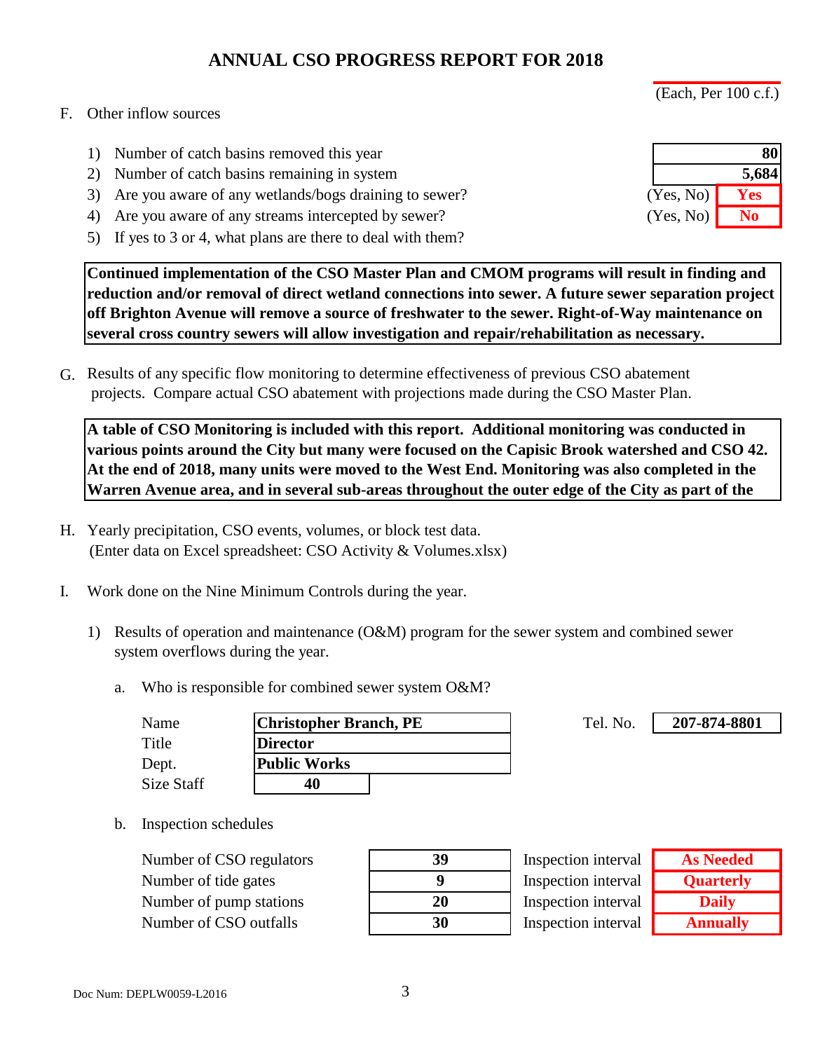## ANNUAL CSO PROGRESS REPORT FOR 2018

(Each, Per 100 c.f.)

F. Other inflow sources

1) Number of catch basins removed this year — **80**
2) Number of catch basins remaining in system — **5,684**
3) Are you aware of any wetlands/bogs draining to sewer? (Yes, No) **Yes**
4) Are you aware of any streams intercepted by sewer? (Yes, No) **No**
5) If yes to 3 or 4, what plans are there to deal with them?

**Continued implementation of the CSO Master Plan and CMOM programs will result in finding and reduction and/or removal of direct wetland connections into sewer. A future sewer separation project off Brighton Avenue will remove a source of freshwater to the sewer. Right-of-Way maintenance on several cross country sewers will allow investigation and repair/rehabilitation as necessary.**

G. Results of any specific flow monitoring to determine effectiveness of previous CSO abatement projects. Compare actual CSO abatement with projections made during the CSO Master Plan.

**A table of CSO Monitoring is included with this report. Additional monitoring was conducted in various points around the City but many were focused on the Capisic Brook watershed and CSO 42. At the end of 2018, many units were moved to the West End. Monitoring was also completed in the Warren Avenue area, and in several sub-areas throughout the outer edge of the City as part of the**

H. Yearly precipitation, CSO events, volumes, or block test data.
(Enter data on Excel spreadsheet: CSO Activity & Volumes.xlsx)

I. Work done on the Nine Minimum Controls during the year.

1) Results of operation and maintenance (O&M) program for the sewer system and combined sewer system overflows during the year.

a. Who is responsible for combined sewer system O&M?

| | |
|---|---|
| Name | **Christopher Branch, PE** |
| Title | **Director** |
| Dept. | **Public Works** |
| Size Staff | **40** |

Tel. No. **207-874-8801**

b. Inspection schedules

| | | | |
|---|---|---|---|
| Number of CSO regulators | **39** | Inspection interval | **As Needed** |
| Number of tide gates | **9** | Inspection interval | **Quarterly** |
| Number of pump stations | **20** | Inspection interval | **Daily** |
| Number of CSO outfalls | **30** | Inspection interval | **Annually** |

Doc Num: DEPLW0059-L2016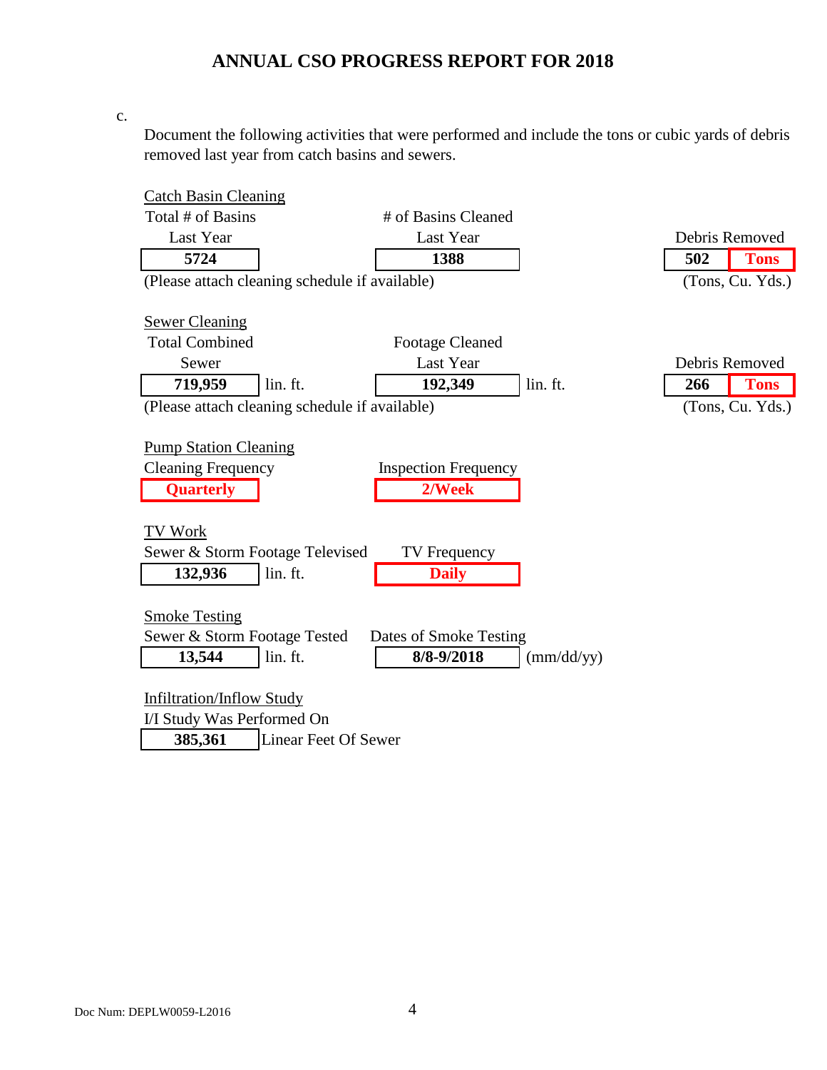# ANNUAL CSO PROGRESS REPORT FOR 2018

c.

Document the following activities that were performed and include the tons or cubic yards of debris removed last year from catch basins and sewers.

**Catch Basin Cleaning**

| Total # of Basins Last Year | # of Basins Cleaned Last Year | Debris Removed (Tons, Cu. Yds.) |
|---|---|---|
| **5724** | **1388** | **502 Tons** |

(Please attach cleaning schedule if available)

**Sewer Cleaning**

| Total Combined Sewer | Footage Cleaned Last Year | Debris Removed (Tons, Cu. Yds.) |
|---|---|---|
| **719,959** lin. ft. | **192,349** lin. ft. | **266 Tons** |

(Please attach cleaning schedule if available)

**Pump Station Cleaning**

| Cleaning Frequency | Inspection Frequency |
|---|---|
| **Quarterly** | **2/Week** |

**TV Work**

| Sewer & Storm Footage Televised | TV Frequency |
|---|---|
| **132,936** lin. ft. | **Daily** |

**Smoke Testing**

| Sewer & Storm Footage Tested | Dates of Smoke Testing (mm/dd/yy) |
|---|---|
| **13,544** lin. ft. | **8/8-9/2018** |

**Infiltration/Inflow Study**

I/I Study Was Performed On

**385,361** Linear Feet Of Sewer

Doc Num: DEPLW0059-L2016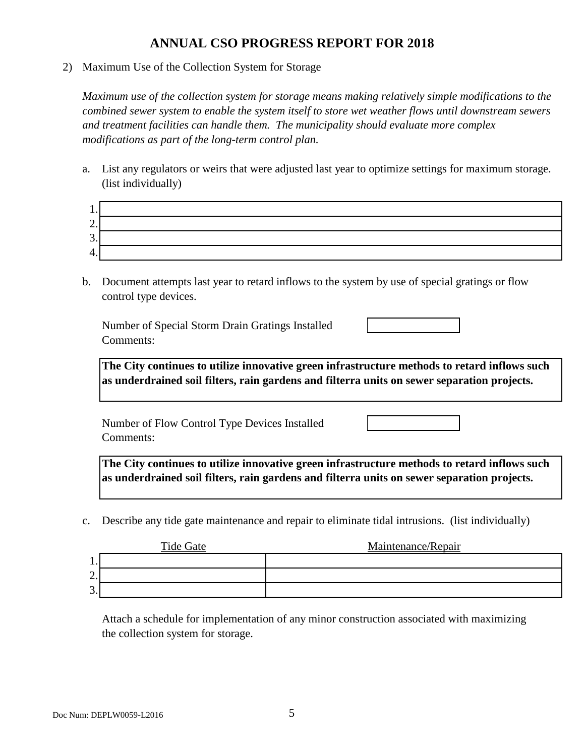# ANNUAL CSO PROGRESS REPORT FOR 2018

2) Maximum Use of the Collection System for Storage

*Maximum use of the collection system for storage means making relatively simple modifications to the combined sewer system to enable the system itself to store wet weather flows until downstream sewers and treatment facilities can handle them. The municipality should evaluate more complex modifications as part of the long-term control plan.*

a. List any regulators or weirs that were adjusted last year to optimize settings for maximum storage. (list individually)

| # | |
|---|---|
| 1. | |
| 2. | |
| 3. | |
| 4. | |

b. Document attempts last year to retard inflows to the system by use of special gratings or flow control type devices.

Number of Special Storm Drain Gratings Installed
Comments:

**The City continues to utilize innovative green infrastructure methods to retard inflows such as underdrained soil filters, rain gardens and filterra units on sewer separation projects.**

Number of Flow Control Type Devices Installed
Comments:

**The City continues to utilize innovative green infrastructure methods to retard inflows such as underdrained soil filters, rain gardens and filterra units on sewer separation projects.**

c. Describe any tide gate maintenance and repair to eliminate tidal intrusions. (list individually)

| # | Tide Gate | Maintenance/Repair |
|---|---|---|
| 1. | | |
| 2. | | |
| 3. | | |

Attach a schedule for implementation of any minor construction associated with maximizing the collection system for storage.

Doc Num: DEPLW0059-L2016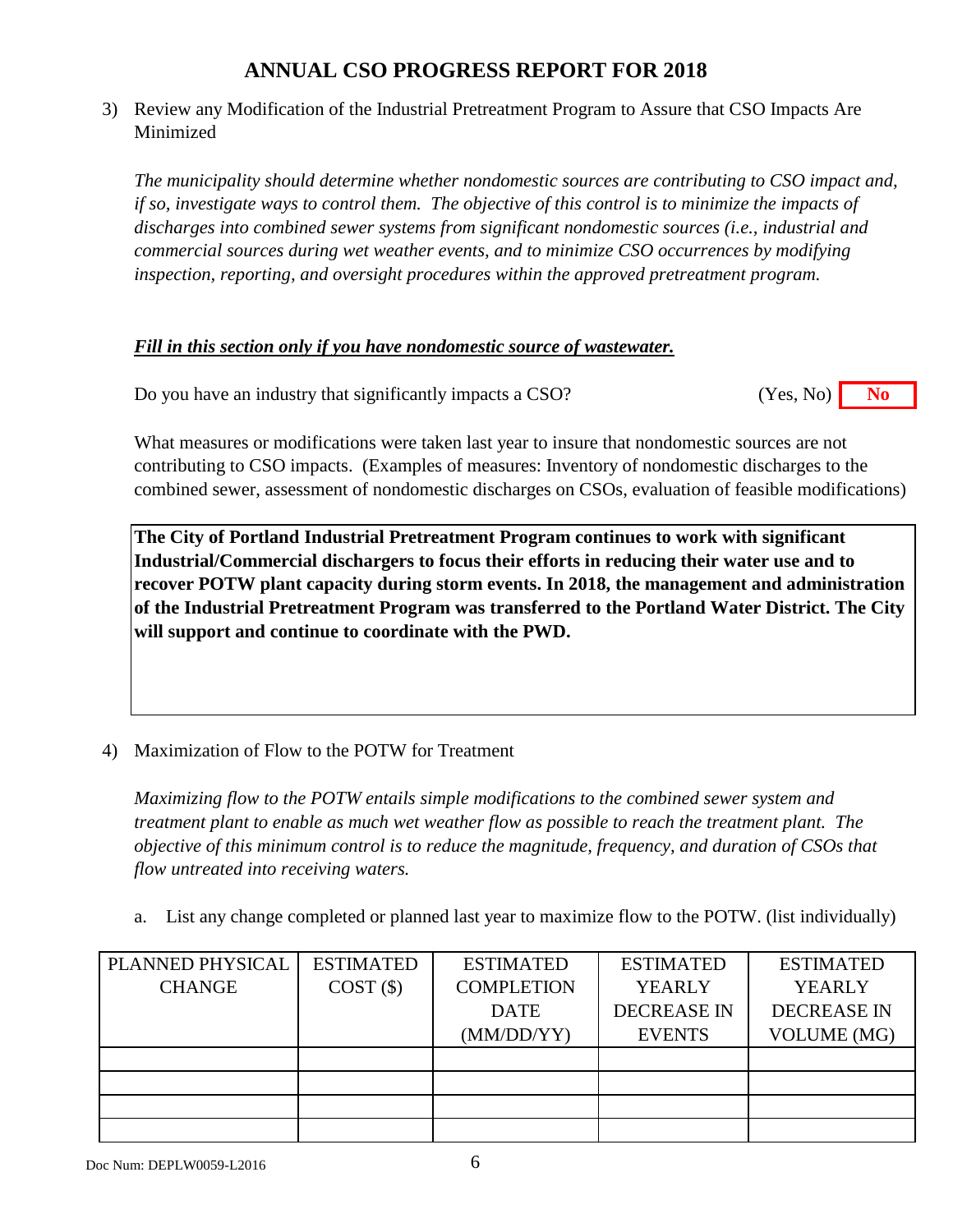# ANNUAL CSO PROGRESS REPORT FOR 2018

3) Review any Modification of the Industrial Pretreatment Program to Assure that CSO Impacts Are Minimized

*The municipality should determine whether nondomestic sources are contributing to CSO impact and, if so, investigate ways to control them. The objective of this control is to minimize the impacts of discharges into combined sewer systems from significant nondomestic sources (i.e., industrial and commercial sources during wet weather events, and to minimize CSO occurrences by modifying inspection, reporting, and oversight procedures within the approved pretreatment program.*

***Fill in this section only if you have nondomestic source of wastewater.***

Do you have an industry that significantly impacts a CSO? (Yes, No) **No**

What measures or modifications were taken last year to insure that nondomestic sources are not contributing to CSO impacts. (Examples of measures: Inventory of nondomestic discharges to the combined sewer, assessment of nondomestic discharges on CSOs, evaluation of feasible modifications)

**The City of Portland Industrial Pretreatment Program continues to work with significant Industrial/Commercial dischargers to focus their efforts in reducing their water use and to recover POTW plant capacity during storm events. In 2018, the management and administration of the Industrial Pretreatment Program was transferred to the Portland Water District. The City will support and continue to coordinate with the PWD.**

4) Maximization of Flow to the POTW for Treatment

*Maximizing flow to the POTW entails simple modifications to the combined sewer system and treatment plant to enable as much wet weather flow as possible to reach the treatment plant. The objective of this minimum control is to reduce the magnitude, frequency, and duration of CSOs that flow untreated into receiving waters.*

a. List any change completed or planned last year to maximize flow to the POTW. (list individually)

| PLANNED PHYSICAL CHANGE | ESTIMATED COST ($) | ESTIMATED COMPLETION DATE (MM/DD/YY) | ESTIMATED YEARLY DECREASE IN EVENTS | ESTIMATED YEARLY DECREASE IN VOLUME (MG) |
|---|---|---|---|---|
| | | | | |
| | | | | |
| | | | | |
| | | | | |

Doc Num: DEPLW0059-L2016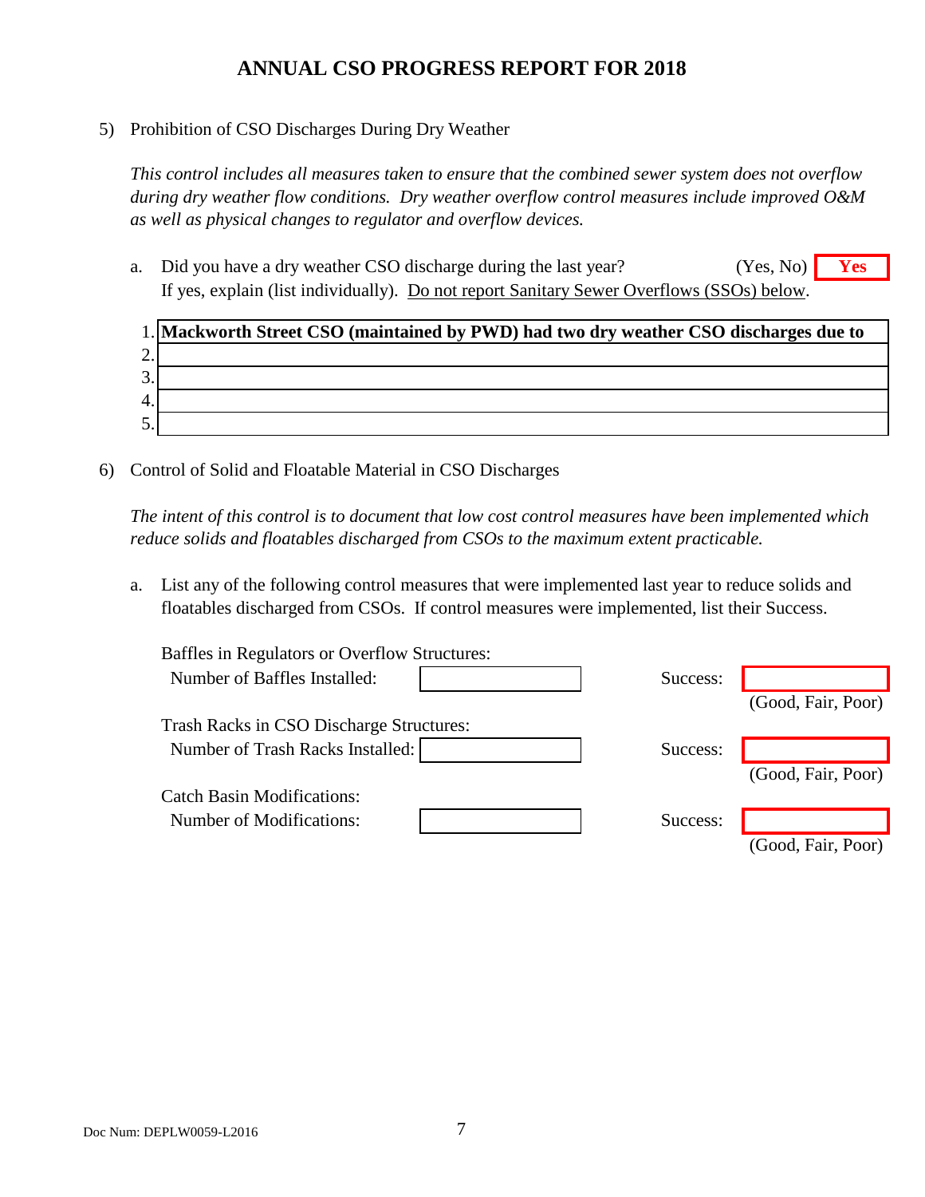# ANNUAL CSO PROGRESS REPORT FOR 2018

5) Prohibition of CSO Discharges During Dry Weather

*This control includes all measures taken to ensure that the combined sewer system does not overflow during dry weather flow conditions. Dry weather overflow control measures include improved O&M as well as physical changes to regulator and overflow devices.*

a. Did you have a dry weather CSO discharge during the last year? (Yes, No) **Yes**
If yes, explain (list individually). Do not report Sanitary Sewer Overflows (SSOs) below.

| | |
|---|---|
| 1. | **Mackworth Street CSO (maintained by PWD) had two dry weather CSO discharges due to** |
| 2. | |
| 3. | |
| 4. | |
| 5. | |

6) Control of Solid and Floatable Material in CSO Discharges

*The intent of this control is to document that low cost control measures have been implemented which reduce solids and floatables discharged from CSOs to the maximum extent practicable.*

a. List any of the following control measures that were implemented last year to reduce solids and floatables discharged from CSOs. If control measures were implemented, list their Success.

Baffles in Regulators or Overflow Structures:
Number of Baffles Installed: ______ Success: ______ (Good, Fair, Poor)

Trash Racks in CSO Discharge Structures:
Number of Trash Racks Installed: ______ Success: ______ (Good, Fair, Poor)

Catch Basin Modifications:
Number of Modifications: ______ Success: ______ (Good, Fair, Poor)

Doc Num: DEPLW0059-L2016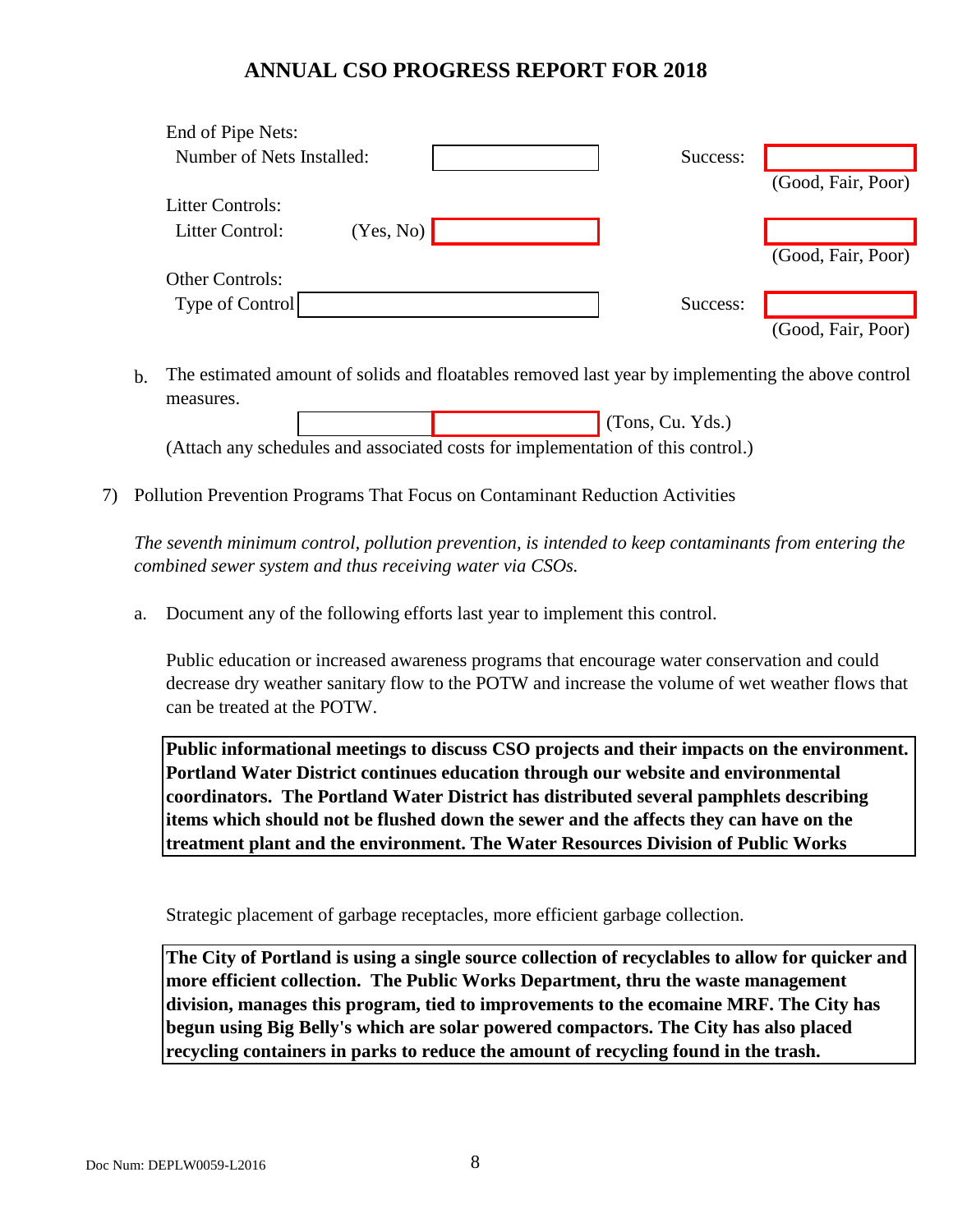# ANNUAL CSO PROGRESS REPORT FOR 2018

End of Pipe Nets:

Number of Nets Installed: ______ Success: ______ (Good, Fair, Poor)

Litter Controls:

Litter Control: (Yes, No) ______ ______ (Good, Fair, Poor)

Other Controls:

Type of Control ______ Success: ______ (Good, Fair, Poor)

b. The estimated amount of solids and floatables removed last year by implementing the above control measures.

______ ______ (Tons, Cu. Yds.)

(Attach any schedules and associated costs for implementation of this control.)

7) Pollution Prevention Programs That Focus on Contaminant Reduction Activities

*The seventh minimum control, pollution prevention, is intended to keep contaminants from entering the combined sewer system and thus receiving water via CSOs.*

a. Document any of the following efforts last year to implement this control.

Public education or increased awareness programs that encourage water conservation and could decrease dry weather sanitary flow to the POTW and increase the volume of wet weather flows that can be treated at the POTW.

**Public informational meetings to discuss CSO projects and their impacts on the environment. Portland Water District continues education through our website and environmental coordinators. The Portland Water District has distributed several pamphlets describing items which should not be flushed down the sewer and the affects they can have on the treatment plant and the environment. The Water Resources Division of Public Works**

Strategic placement of garbage receptacles, more efficient garbage collection.

**The City of Portland is using a single source collection of recyclables to allow for quicker and more efficient collection. The Public Works Department, thru the waste management division, manages this program, tied to improvements to the ecomaine MRF. The City has begun using Big Belly's which are solar powered compactors. The City has also placed recycling containers in parks to reduce the amount of recycling found in the trash.**

Doc Num: DEPLW0059-L2016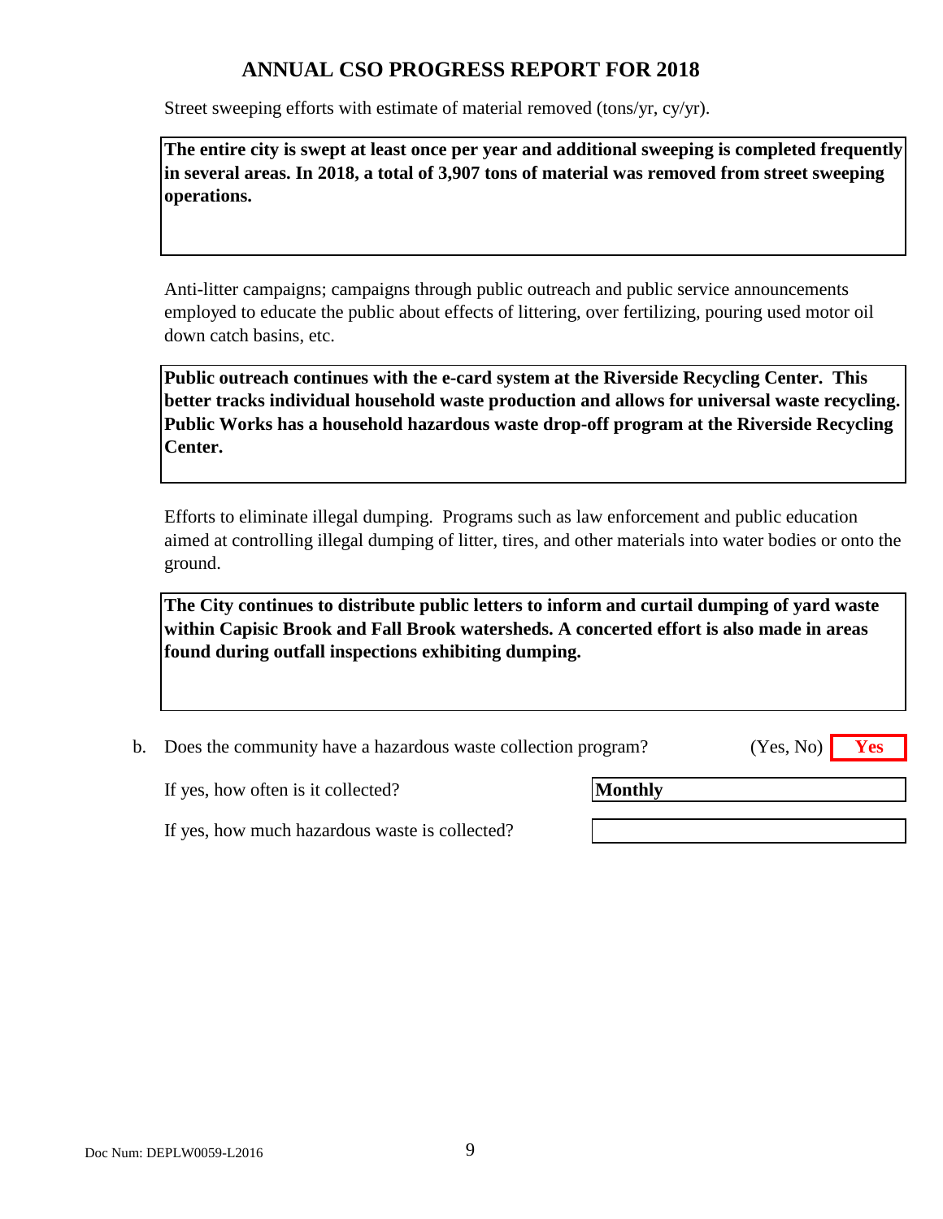# ANNUAL CSO PROGRESS REPORT FOR 2018

Street sweeping efforts with estimate of material removed (tons/yr, cy/yr).

**The entire city is swept at least once per year and additional sweeping is completed frequently in several areas. In 2018, a total of 3,907 tons of material was removed from street sweeping operations.**

Anti-litter campaigns; campaigns through public outreach and public service announcements employed to educate the public about effects of littering, over fertilizing, pouring used motor oil down catch basins, etc.

**Public outreach continues with the e-card system at the Riverside Recycling Center. This better tracks individual household waste production and allows for universal waste recycling. Public Works has a household hazardous waste drop-off program at the Riverside Recycling Center.**

Efforts to eliminate illegal dumping. Programs such as law enforcement and public education aimed at controlling illegal dumping of litter, tires, and other materials into water bodies or onto the ground.

**The City continues to distribute public letters to inform and curtail dumping of yard waste within Capisic Brook and Fall Brook watersheds. A concerted effort is also made in areas found during outfall inspections exhibiting dumping.**

b. Does the community have a hazardous waste collection program? (Yes, No) **Yes**

If yes, how often is it collected? **Monthly**

If yes, how much hazardous waste is collected?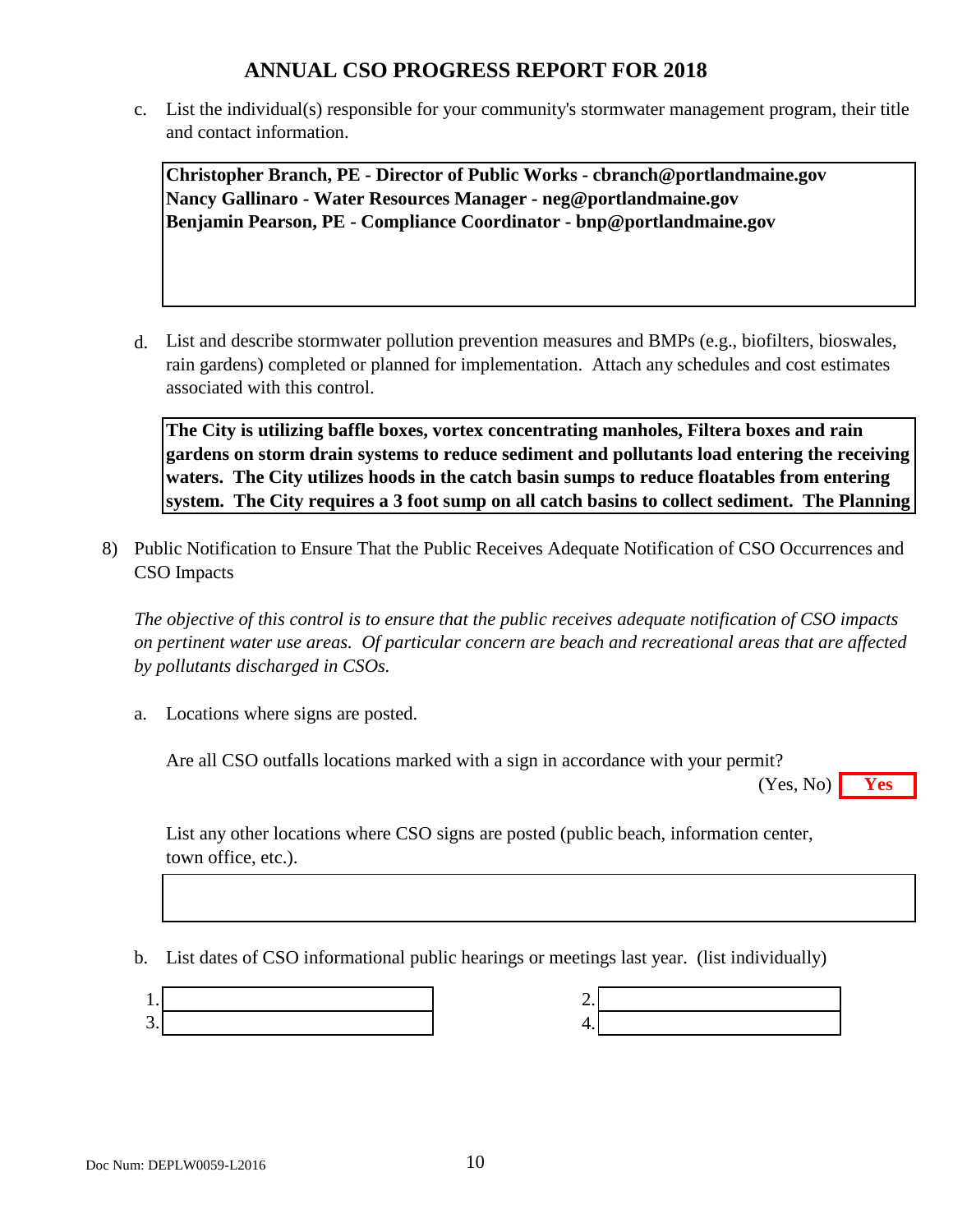## ANNUAL CSO PROGRESS REPORT FOR 2018

c. List the individual(s) responsible for your community's stormwater management program, their title and contact information.

> **Christopher Branch, PE - Director of Public Works - cbranch@portlandmaine.gov**
> **Nancy Gallinaro - Water Resources Manager - neg@portlandmaine.gov**
> **Benjamin Pearson, PE - Compliance Coordinator - bnp@portlandmaine.gov**

d. List and describe stormwater pollution prevention measures and BMPs (e.g., biofilters, bioswales, rain gardens) completed or planned for implementation. Attach any schedules and cost estimates associated with this control.

> **The City is utilizing baffle boxes, vortex concentrating manholes, Filtera boxes and rain gardens on storm drain systems to reduce sediment and pollutants load entering the receiving waters. The City utilizes hoods in the catch basin sumps to reduce floatables from entering system. The City requires a 3 foot sump on all catch basins to collect sediment. The Planning**

8) Public Notification to Ensure That the Public Receives Adequate Notification of CSO Occurrences and CSO Impacts

*The objective of this control is to ensure that the public receives adequate notification of CSO impacts on pertinent water use areas. Of particular concern are beach and recreational areas that are affected by pollutants discharged in CSOs.*

a. Locations where signs are posted.

Are all CSO outfalls locations marked with a sign in accordance with your permit? (Yes, No) **Yes**

List any other locations where CSO signs are posted (public beach, information center, town office, etc.).

b. List dates of CSO informational public hearings or meetings last year. (list individually)

1.
2.
3.
4.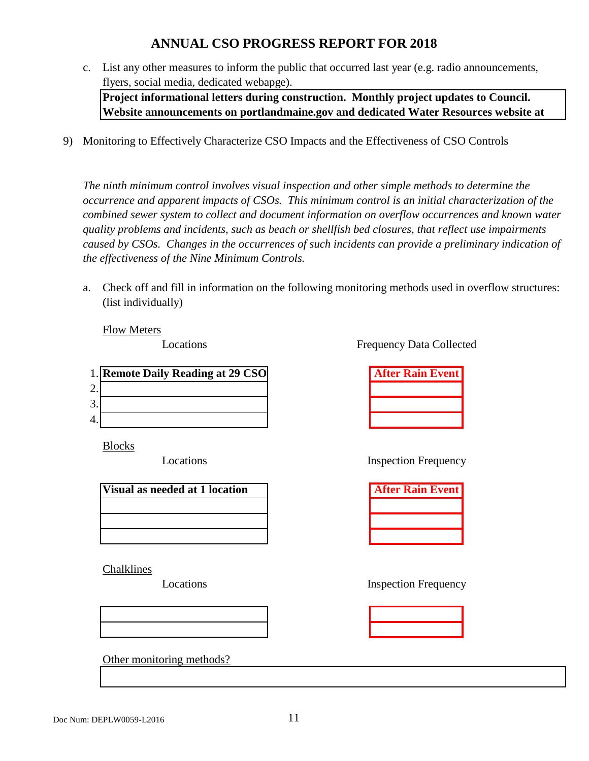# ANNUAL CSO PROGRESS REPORT FOR 2018

c. List any other measures to inform the public that occurred last year (e.g. radio announcements, flyers, social media, dedicated webapge).

**Project informational letters during construction. Monthly project updates to Council. Website announcements on portlandmaine.gov and dedicated Water Resources website at**

9) Monitoring to Effectively Characterize CSO Impacts and the Effectiveness of CSO Controls

*The ninth minimum control involves visual inspection and other simple methods to determine the occurrence and apparent impacts of CSOs. This minimum control is an initial characterization of the combined sewer system to collect and document information on overflow occurrences and known water quality problems and incidents, such as beach or shellfish bed closures, that reflect use impairments caused by CSOs. Changes in the occurrences of such incidents can provide a preliminary indication of the effectiveness of the Nine Minimum Controls.*

a. Check off and fill in information on the following monitoring methods used in overflow structures: (list individually)

Flow Meters

| | Locations | Frequency Data Collected |
|---|---|---|
| 1. | **Remote Daily Reading at 29 CSO** | **After Rain Event** |
| 2. | | |
| 3. | | |
| 4. | | |

Blocks

| Locations | Inspection Frequency |
|---|---|
| **Visual as needed at 1 location** | **After Rain Event** |
| | |
| | |
| | |

Chalklines

| Locations | Inspection Frequency |
|---|---|
| | |
| | |

Other monitoring methods?

| |
|---|
| |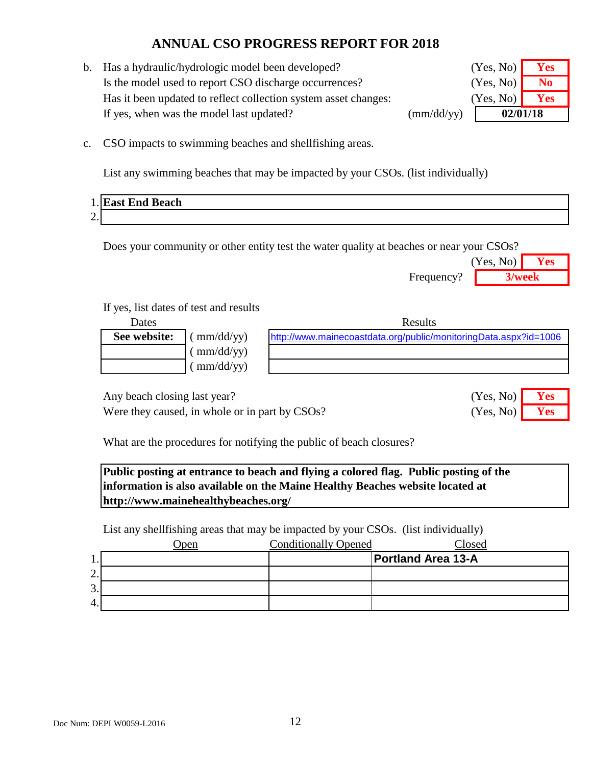# ANNUAL CSO PROGRESS REPORT FOR 2018

b. Has a hydraulic/hydrologic model been developed? (Yes, No) **Yes**

Is the model used to report CSO discharge occurrences? (Yes, No) **No**

Has it been updated to reflect collection system asset changes: (Yes, No) **Yes**

If yes, when was the model last updated? (mm/dd/yy) **02/01/18**

c. CSO impacts to swimming beaches and shellfishing areas.

List any swimming beaches that may be impacted by your CSOs. (list individually)

1. **East End Beach**
2. 

Does your community or other entity test the water quality at beaches or near your CSOs? (Yes, No) **Yes**

Frequency? **3/week**

If yes, list dates of test and results

| Dates | | Results |
|---|---|---|
| **See website:** | ( mm/dd/yy) | http://www.mainecoastdata.org/public/monitoringData.aspx?id=1006 |
| | ( mm/dd/yy) | |
| | ( mm/dd/yy) | |

Any beach closing last year? (Yes, No) **Yes**

Were they caused, in whole or in part by CSOs? (Yes, No) **Yes**

What are the procedures for notifying the public of beach closures?

**Public posting at entrance to beach and flying a colored flag. Public posting of the information is also available on the Maine Healthy Beaches website located at http://www.mainehealthybeaches.org/**

List any shellfishing areas that may be impacted by your CSOs. (list individually)

| | Open | Conditionally Opened | Closed |
|---|---|---|---|
| 1. | | | **Portland Area 13-A** |
| 2. | | | |
| 3. | | | |
| 4. | | | |

Doc Num: DEPLW0059-L2016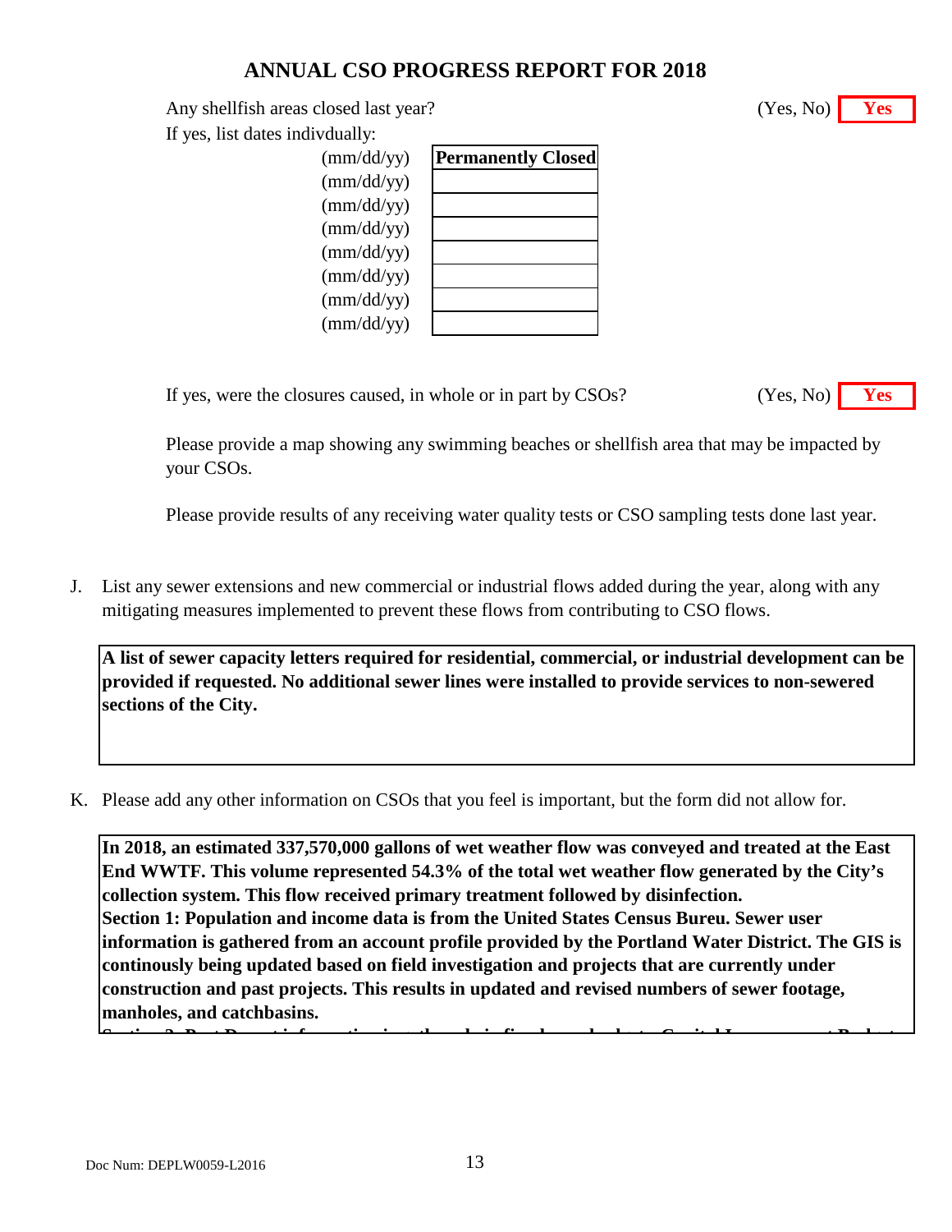# ANNUAL CSO PROGRESS REPORT FOR 2018

Any shellfish areas closed last year? (Yes, No) **Yes**

If yes, list dates indivdually:

| | |
|---|---|
| (mm/dd/yy) | **Permanently Closed** |
| (mm/dd/yy) | |
| (mm/dd/yy) | |
| (mm/dd/yy) | |
| (mm/dd/yy) | |
| (mm/dd/yy) | |
| (mm/dd/yy) | |
| (mm/dd/yy) | |

If yes, were the closures caused, in whole or in part by CSOs? (Yes, No) **Yes**

Please provide a map showing any swimming beaches or shellfish area that may be impacted by your CSOs.

Please provide results of any receiving water quality tests or CSO sampling tests done last year.

J. List any sewer extensions and new commercial or industrial flows added during the year, along with any mitigating measures implemented to prevent these flows from contributing to CSO flows.

**A list of sewer capacity letters required for residential, commercial, or industrial development can be provided if requested. No additional sewer lines were installed to provide services to non-sewered sections of the City.**

K. Please add any other information on CSOs that you feel is important, but the form did not allow for.

**In 2018, an estimated 337,570,000 gallons of wet weather flow was conveyed and treated at the East End WWTF. This volume represented 54.3% of the total wet weather flow generated by the City's collection system. This flow received primary treatment followed by disinfection.**
**Section 1: Population and income data is from the United States Census Bureu. Sewer user information is gathered from an account profile provided by the Portland Water District. The GIS is continously being updated based on field investigation and projects that are currently under construction and past projects. This results in updated and revised numbers of sewer footage, manholes, and catchbasins.**